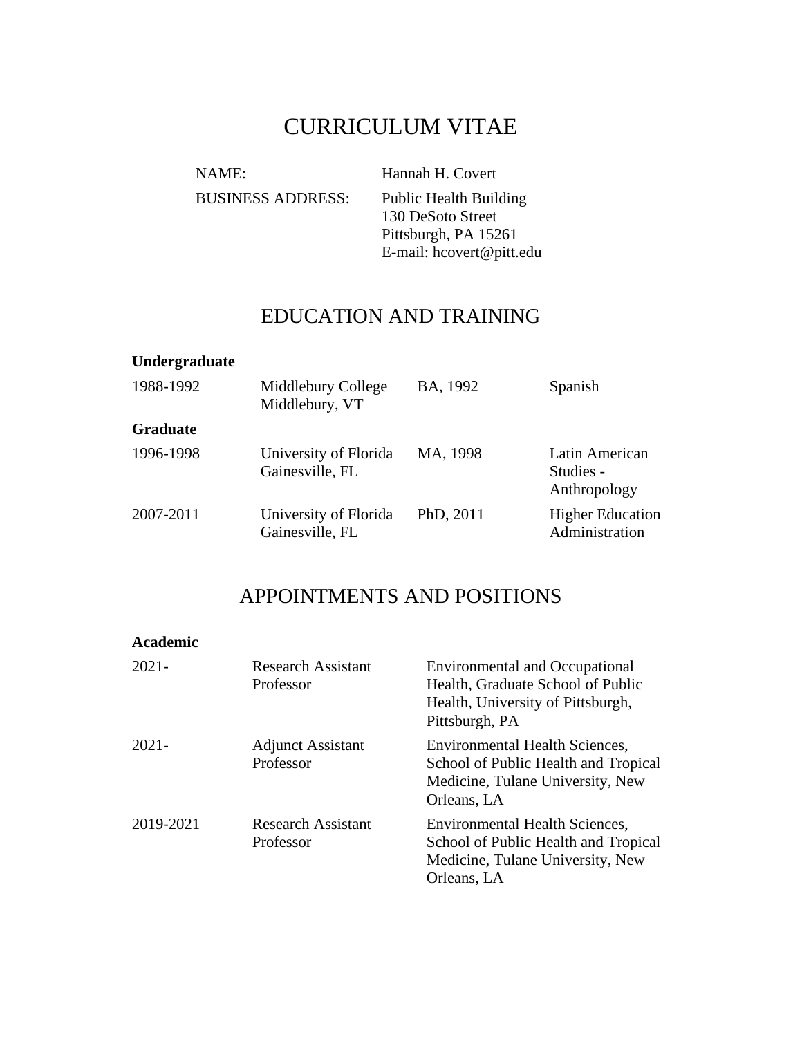# CURRICULUM VITAE

| | |
|---|---|
| NAME: | Hannah H. Covert |
| BUSINESS ADDRESS: | Public Health Building<br>130 DeSoto Street<br>Pittsburgh, PA 15261<br>E-mail: hcovert@pitt.edu |

## EDUCATION AND TRAINING

**Undergraduate**

| | | | |
|---|---|---|---|
| 1988-1992 | Middlebury College<br>Middlebury, VT | BA, 1992 | Spanish |

**Graduate**

| | | | |
|---|---|---|---|
| 1996-1998 | University of Florida<br>Gainesville, FL | MA, 1998 | Latin American Studies - Anthropology |
| 2007-2011 | University of Florida<br>Gainesville, FL | PhD, 2011 | Higher Education Administration |

## APPOINTMENTS AND POSITIONS

**Academic**

| | | |
|---|---|---|
| 2021- | Research Assistant Professor | Environmental and Occupational Health, Graduate School of Public Health, University of Pittsburgh, Pittsburgh, PA |
| 2021- | Adjunct Assistant Professor | Environmental Health Sciences, School of Public Health and Tropical Medicine, Tulane University, New Orleans, LA |
| 2019-2021 | Research Assistant Professor | Environmental Health Sciences, School of Public Health and Tropical Medicine, Tulane University, New Orleans, LA |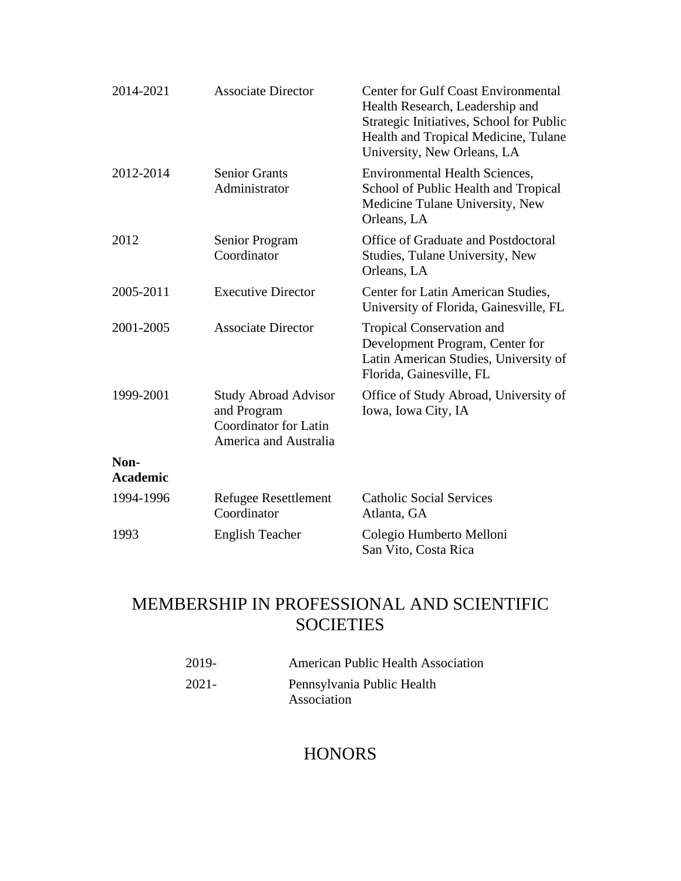| | | |
|---|---|---|
| 2014-2021 | Associate Director | Center for Gulf Coast Environmental Health Research, Leadership and Strategic Initiatives, School for Public Health and Tropical Medicine, Tulane University, New Orleans, LA |
| 2012-2014 | Senior Grants Administrator | Environmental Health Sciences, School of Public Health and Tropical Medicine Tulane University, New Orleans, LA |
| 2012 | Senior Program Coordinator | Office of Graduate and Postdoctoral Studies, Tulane University, New Orleans, LA |
| 2005-2011 | Executive Director | Center for Latin American Studies, University of Florida, Gainesville, FL |
| 2001-2005 | Associate Director | Tropical Conservation and Development Program, Center for Latin American Studies, University of Florida, Gainesville, FL |
| 1999-2001 | Study Abroad Advisor and Program Coordinator for Latin America and Australia | Office of Study Abroad, University of Iowa, Iowa City, IA |
| **Non-Academic** | | |
| 1994-1996 | Refugee Resettlement Coordinator | Catholic Social Services Atlanta, GA |
| 1993 | English Teacher | Colegio Humberto Melloni San Vito, Costa Rica |

## MEMBERSHIP IN PROFESSIONAL AND SCIENTIFIC SOCIETIES

| | |
|---|---|
| 2019- | American Public Health Association |
| 2021- | Pennsylvania Public Health Association |

## HONORS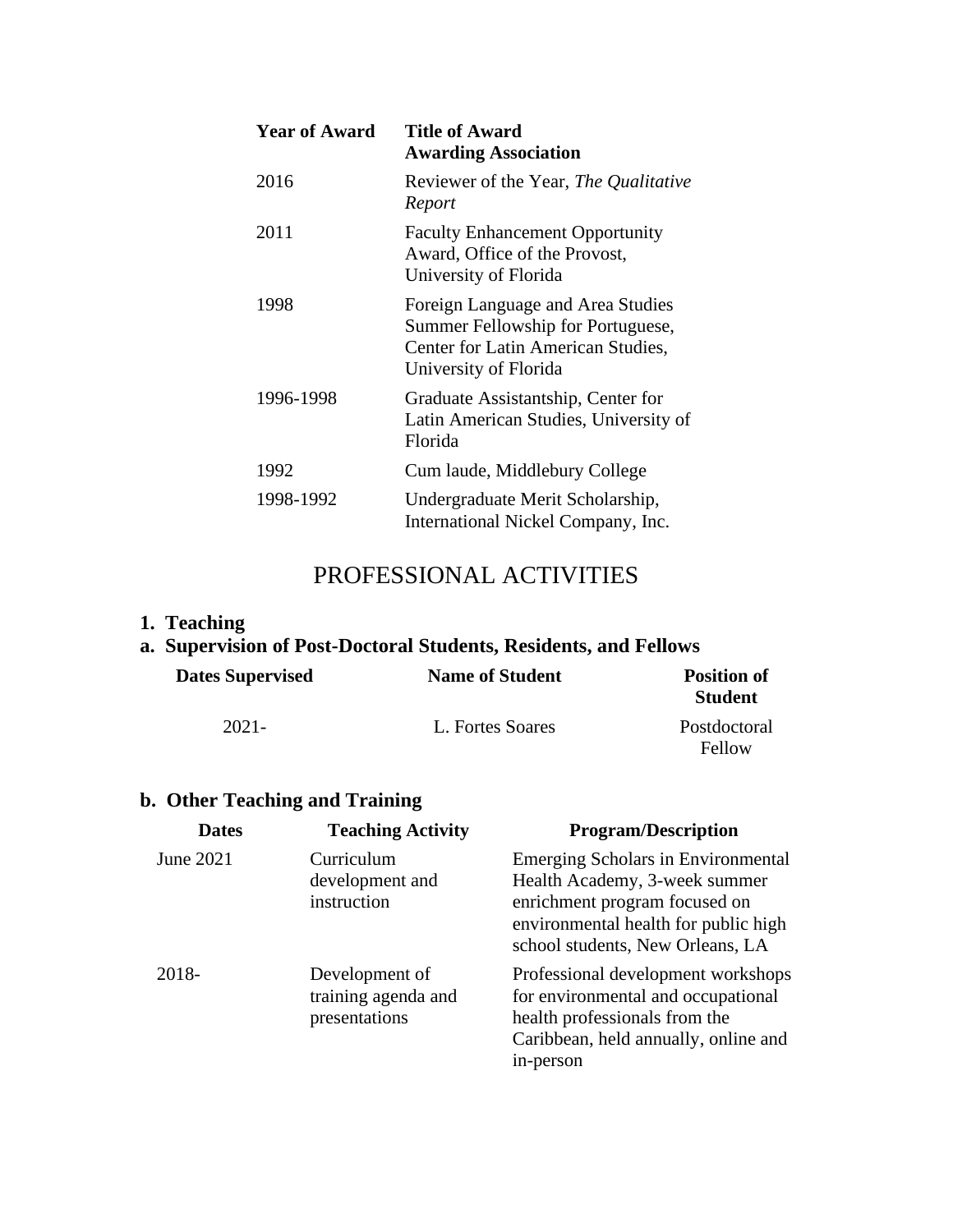| Year of Award | Title of Award<br>Awarding Association |
|---|---|
| 2016 | Reviewer of the Year, *The Qualitative Report* |
| 2011 | Faculty Enhancement Opportunity Award, Office of the Provost, University of Florida |
| 1998 | Foreign Language and Area Studies Summer Fellowship for Portuguese, Center for Latin American Studies, University of Florida |
| 1996-1998 | Graduate Assistantship, Center for Latin American Studies, University of Florida |
| 1992 | Cum laude, Middlebury College |
| 1998-1992 | Undergraduate Merit Scholarship, International Nickel Company, Inc. |

# PROFESSIONAL ACTIVITIES

## 1. Teaching

### a. Supervision of Post-Doctoral Students, Residents, and Fellows

| Dates Supervised | Name of Student | Position of Student |
|---|---|---|
| 2021- | L. Fortes Soares | Postdoctoral Fellow |

### b. Other Teaching and Training

| Dates | Teaching Activity | Program/Description |
|---|---|---|
| June 2021 | Curriculum development and instruction | Emerging Scholars in Environmental Health Academy, 3-week summer enrichment program focused on environmental health for public high school students, New Orleans, LA |
| 2018- | Development of training agenda and presentations | Professional development workshops for environmental and occupational health professionals from the Caribbean, held annually, online and in-person |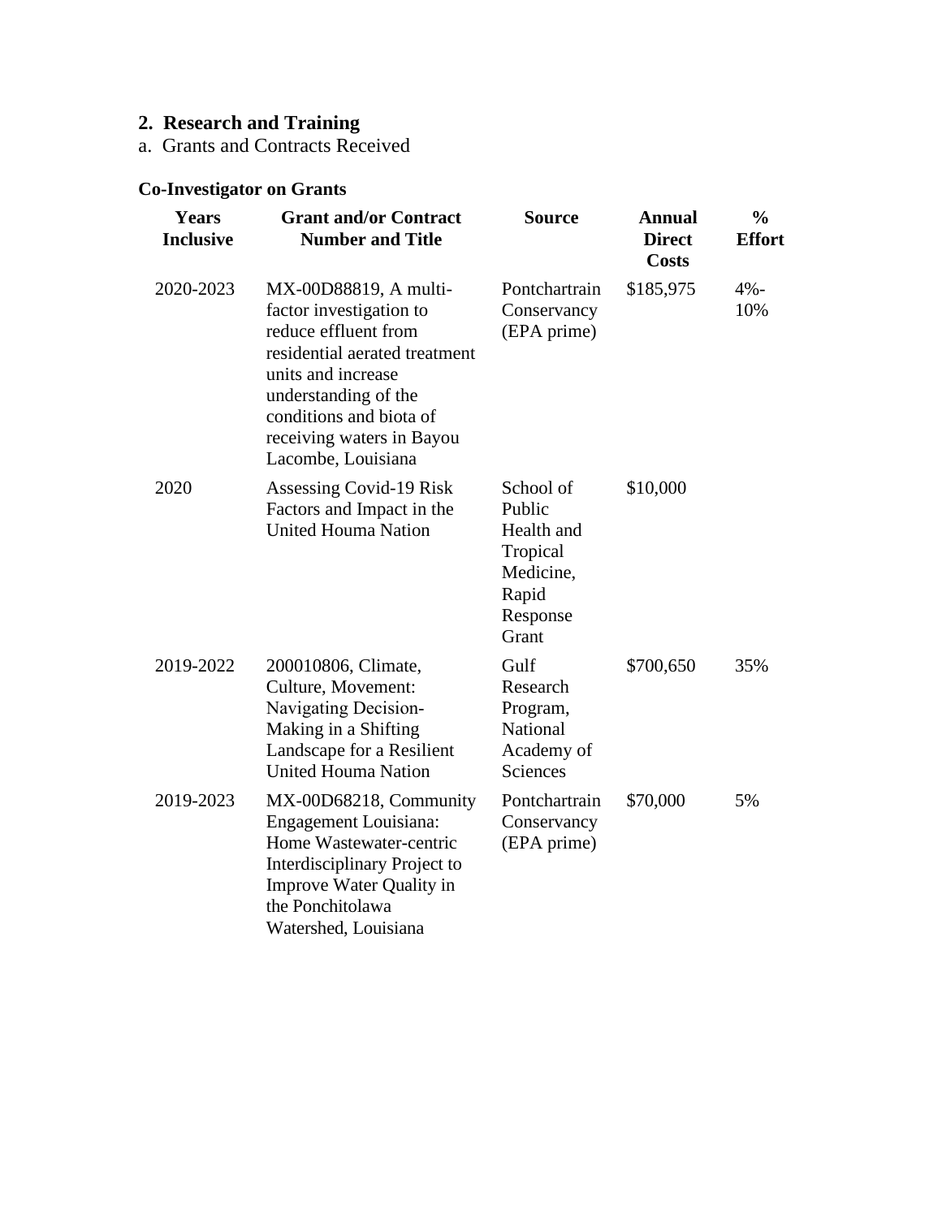## 2. Research and Training

a. Grants and Contracts Received

**Co-Investigator on Grants**

| Years Inclusive | Grant and/or Contract Number and Title | Source | Annual Direct Costs | % Effort |
|---|---|---|---|---|
| 2020-2023 | MX-00D88819, A multi-factor investigation to reduce effluent from residential aerated treatment units and increase understanding of the conditions and biota of receiving waters in Bayou Lacombe, Louisiana | Pontchartrain Conservancy (EPA prime) | $185,975 | 4%-10% |
| 2020 | Assessing Covid-19 Risk Factors and Impact in the United Houma Nation | School of Public Health and Tropical Medicine, Rapid Response Grant | $10,000 | |
| 2019-2022 | 200010806, Climate, Culture, Movement: Navigating Decision-Making in a Shifting Landscape for a Resilient United Houma Nation | Gulf Research Program, National Academy of Sciences | $700,650 | 35% |
| 2019-2023 | MX-00D68218, Community Engagement Louisiana: Home Wastewater-centric Interdisciplinary Project to Improve Water Quality in the Ponchitolawa Watershed, Louisiana | Pontchartrain Conservancy (EPA prime) | $70,000 | 5% |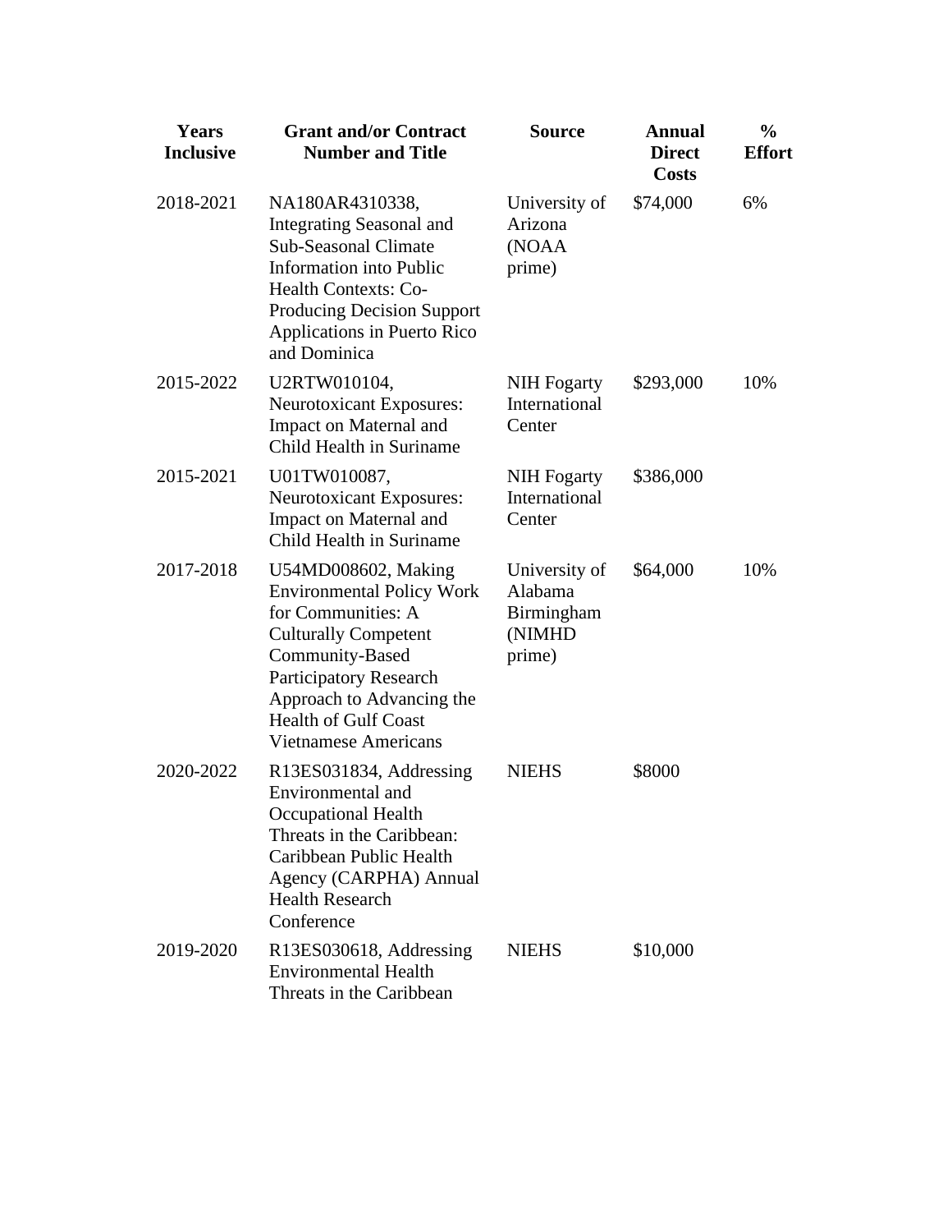| Years Inclusive | Grant and/or Contract Number and Title | Source | Annual Direct Costs | % Effort |
|---|---|---|---|---|
| 2018-2021 | NA180AR4310338, Integrating Seasonal and Sub-Seasonal Climate Information into Public Health Contexts: Co-Producing Decision Support Applications in Puerto Rico and Dominica | University of Arizona (NOAA prime) | $74,000 | 6% |
| 2015-2022 | U2RTW010104, Neurotoxicant Exposures: Impact on Maternal and Child Health in Suriname | NIH Fogarty International Center | $293,000 | 10% |
| 2015-2021 | U01TW010087, Neurotoxicant Exposures: Impact on Maternal and Child Health in Suriname | NIH Fogarty International Center | $386,000 | |
| 2017-2018 | U54MD008602, Making Environmental Policy Work for Communities: A Culturally Competent Community-Based Participatory Research Approach to Advancing the Health of Gulf Coast Vietnamese Americans | University of Alabama Birmingham (NIMHD prime) | $64,000 | 10% |
| 2020-2022 | R13ES031834, Addressing Environmental and Occupational Health Threats in the Caribbean: Caribbean Public Health Agency (CARPHA) Annual Health Research Conference | NIEHS | $8000 | |
| 2019-2020 | R13ES030618, Addressing Environmental Health Threats in the Caribbean | NIEHS | $10,000 | |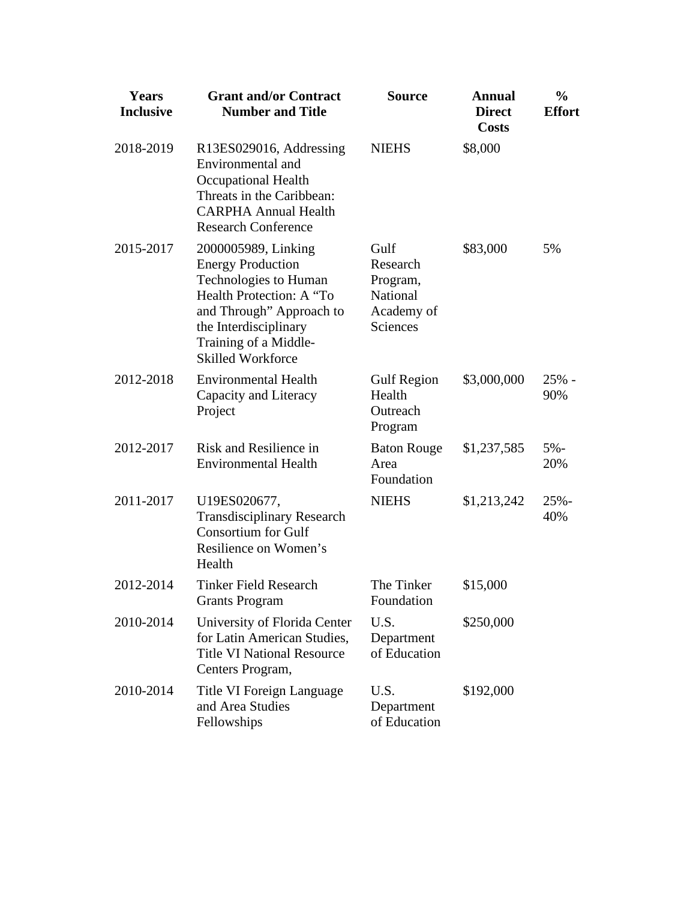| Years Inclusive | Grant and/or Contract Number and Title | Source | Annual Direct Costs | % Effort |
|---|---|---|---|---|
| 2018-2019 | R13ES029016, Addressing Environmental and Occupational Health Threats in the Caribbean: CARPHA Annual Health Research Conference | NIEHS | $8,000 | |
| 2015-2017 | 2000005989, Linking Energy Production Technologies to Human Health Protection: A "To and Through" Approach to the Interdisciplinary Training of a Middle-Skilled Workforce | Gulf Research Program, National Academy of Sciences | $83,000 | 5% |
| 2012-2018 | Environmental Health Capacity and Literacy Project | Gulf Region Health Outreach Program | $3,000,000 | 25% - 90% |
| 2012-2017 | Risk and Resilience in Environmental Health | Baton Rouge Area Foundation | $1,237,585 | 5%-20% |
| 2011-2017 | U19ES020677, Transdisciplinary Research Consortium for Gulf Resilience on Women's Health | NIEHS | $1,213,242 | 25%-40% |
| 2012-2014 | Tinker Field Research Grants Program | The Tinker Foundation | $15,000 | |
| 2010-2014 | University of Florida Center for Latin American Studies, Title VI National Resource Centers Program, | U.S. Department of Education | $250,000 | |
| 2010-2014 | Title VI Foreign Language and Area Studies Fellowships | U.S. Department of Education | $192,000 | |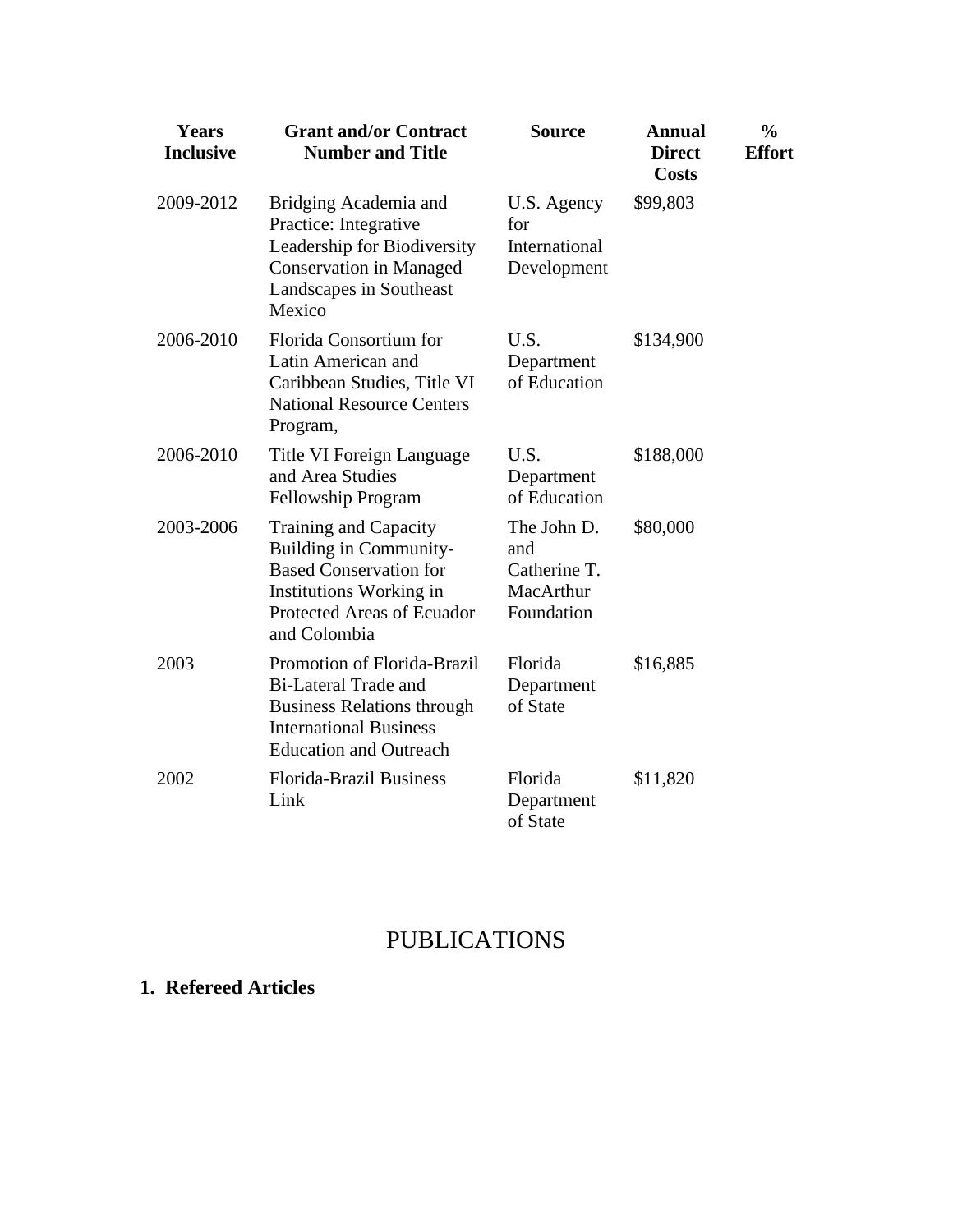| Years Inclusive | Grant and/or Contract Number and Title | Source | Annual Direct Costs | % Effort |
|---|---|---|---|---|
| 2009-2012 | Bridging Academia and Practice: Integrative Leadership for Biodiversity Conservation in Managed Landscapes in Southeast Mexico | U.S. Agency for International Development | $99,803 | |
| 2006-2010 | Florida Consortium for Latin American and Caribbean Studies, Title VI National Resource Centers Program, | U.S. Department of Education | $134,900 | |
| 2006-2010 | Title VI Foreign Language and Area Studies Fellowship Program | U.S. Department of Education | $188,000 | |
| 2003-2006 | Training and Capacity Building in Community-Based Conservation for Institutions Working in Protected Areas of Ecuador and Colombia | The John D. and Catherine T. MacArthur Foundation | $80,000 | |
| 2003 | Promotion of Florida-Brazil Bi-Lateral Trade and Business Relations through International Business Education and Outreach | Florida Department of State | $16,885 | |
| 2002 | Florida-Brazil Business Link | Florida Department of State | $11,820 | |

# PUBLICATIONS

**1. Refereed Articles**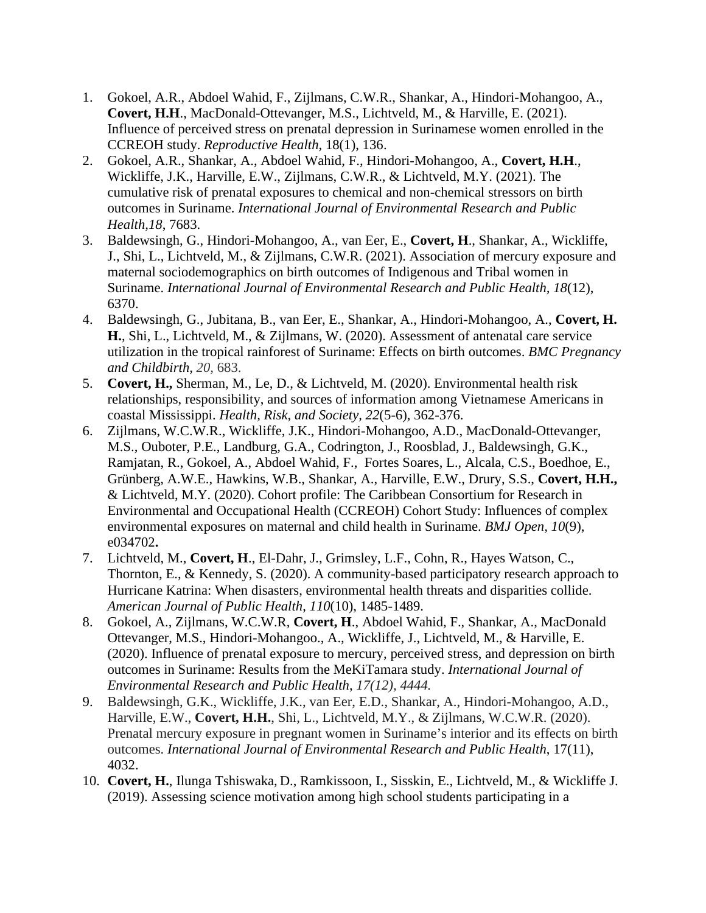1. Gokoel, A.R., Abdoel Wahid, F., Zijlmans, C.W.R., Shankar, A., Hindori-Mohangoo, A., **Covert, H.H**., MacDonald-Ottevanger, M.S., Lichtveld, M., & Harville, E. (2021). Influence of perceived stress on prenatal depression in Surinamese women enrolled in the CCREOH study. *Reproductive Health*, 18(1), 136.
2. Gokoel, A.R., Shankar, A., Abdoel Wahid, F., Hindori-Mohangoo, A., **Covert, H.H**., Wickliffe, J.K., Harville, E.W., Zijlmans, C.W.R., & Lichtveld, M.Y. (2021). The cumulative risk of prenatal exposures to chemical and non-chemical stressors on birth outcomes in Suriname. *International Journal of Environmental Research and Public Health,18*, 7683.
3. Baldewsingh, G., Hindori-Mohangoo, A., van Eer, E., **Covert, H**., Shankar, A., Wickliffe, J., Shi, L., Lichtveld, M., & Zijlmans, C.W.R. (2021). Association of mercury exposure and maternal sociodemographics on birth outcomes of Indigenous and Tribal women in Suriname. *International Journal of Environmental Research and Public Health*, *18*(12), 6370.
4. Baldewsingh, G., Jubitana, B., van Eer, E., Shankar, A., Hindori-Mohangoo, A., **Covert, H. H.**, Shi, L., Lichtveld, M., & Zijlmans, W. (2020). Assessment of antenatal care service utilization in the tropical rainforest of Suriname: Effects on birth outcomes. *BMC Pregnancy and Childbirth*, *20,* 683.
5. **Covert, H.,** Sherman, M., Le, D., & Lichtveld, M. (2020). Environmental health risk relationships, responsibility, and sources of information among Vietnamese Americans in coastal Mississippi. *Health, Risk, and Society, 22*(5-6), 362-376.
6. Zijlmans, W.C.W.R., Wickliffe, J.K., Hindori-Mohangoo, A.D., MacDonald-Ottevanger, M.S., Ouboter, P.E., Landburg, G.A., Codrington, J., Roosblad, J., Baldewsingh, G.K., Ramjatan, R., Gokoel, A., Abdoel Wahid, F., Fortes Soares, L., Alcala, C.S., Boedhoe, E., Grünberg, A.W.E., Hawkins, W.B., Shankar, A., Harville, E.W., Drury, S.S., **Covert, H.H.,** & Lichtveld, M.Y. (2020). Cohort profile: The Caribbean Consortium for Research in Environmental and Occupational Health (CCREOH) Cohort Study: Influences of complex environmental exposures on maternal and child health in Suriname. *BMJ Open, 10*(9), e034702**.**
7. Lichtveld, M., **Covert, H**., El-Dahr, J., Grimsley, L.F., Cohn, R., Hayes Watson, C., Thornton, E., & Kennedy, S. (2020). A community-based participatory research approach to Hurricane Katrina: When disasters, environmental health threats and disparities collide. *American Journal of Public Health*, *110*(10), 1485-1489.
8. Gokoel, A., Zijlmans, W.C.W.R, **Covert, H**., Abdoel Wahid, F., Shankar, A., MacDonald Ottevanger, M.S., Hindori-Mohangoo., A., Wickliffe, J., Lichtveld, M., & Harville, E. (2020). Influence of prenatal exposure to mercury, perceived stress, and depression on birth outcomes in Suriname: Results from the MeKiTamara study. *International Journal of Environmental Research and Public Health, 17(12), 4444.*
9. Baldewsingh, G.K., Wickliffe, J.K., van Eer, E.D., Shankar, A., Hindori-Mohangoo, A.D., Harville, E.W., **Covert, H.H.**, Shi, L., Lichtveld, M.Y., & Zijlmans, W.C.W.R. (2020). Prenatal mercury exposure in pregnant women in Suriname's interior and its effects on birth outcomes. *International Journal of Environmental Research and Public Health*, 17(11), 4032.
10. **Covert, H.**, Ilunga Tshiswaka, D., Ramkissoon, I., Sisskin, E., Lichtveld, M., & Wickliffe J. (2019). Assessing science motivation among high school students participating in a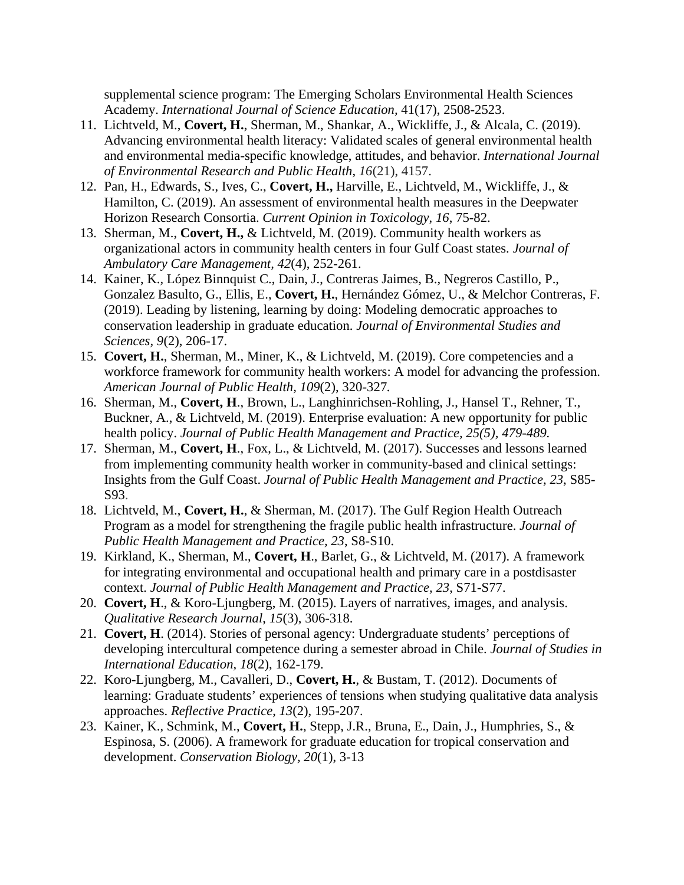supplemental science program: The Emerging Scholars Environmental Health Sciences Academy. *International Journal of Science Education,* 41(17), 2508-2523.

11. Lichtveld, M., **Covert, H.**, Sherman, M., Shankar, A., Wickliffe, J., & Alcala, C. (2019). Advancing environmental health literacy: Validated scales of general environmental health and environmental media-specific knowledge, attitudes, and behavior. *International Journal of Environmental Research and Public Health*, *16*(21), 4157.
12. Pan, H., Edwards, S., Ives, C., **Covert, H.,** Harville, E., Lichtveld, M., Wickliffe, J., & Hamilton, C. (2019). An assessment of environmental health measures in the Deepwater Horizon Research Consortia. *Current Opinion in Toxicology*, *16*, 75-82.
13. Sherman, M., **Covert, H.,** & Lichtveld, M. (2019). Community health workers as organizational actors in community health centers in four Gulf Coast states. *Journal of Ambulatory Care Management*, *42*(4), 252-261.
14. Kainer, K., López Binnquist C., Dain, J., Contreras Jaimes, B., Negreros Castillo, P., Gonzalez Basulto, G., Ellis, E., **Covert, H.**, Hernández Gómez, U., & Melchor Contreras, F. (2019). Leading by listening, learning by doing: Modeling democratic approaches to conservation leadership in graduate education. *Journal of Environmental Studies and Sciences*, *9*(2), 206-17.
15. **Covert, H.**, Sherman, M., Miner, K., & Lichtveld, M. (2019). Core competencies and a workforce framework for community health workers: A model for advancing the profession. *American Journal of Public Health, 109*(2), 320-327.
16. Sherman, M., **Covert, H**., Brown, L., Langhinrichsen-Rohling, J., Hansel T., Rehner, T., Buckner, A., & Lichtveld, M. (2019). Enterprise evaluation: A new opportunity for public health policy. *Journal of Public Health Management and Practice, 25(5), 479-489.*
17. Sherman, M., **Covert, H**., Fox, L., & Lichtveld, M. (2017). Successes and lessons learned from implementing community health worker in community-based and clinical settings: Insights from the Gulf Coast. *Journal of Public Health Management and Practice, 23*, S85-S93.
18. Lichtveld, M., **Covert, H.**, & Sherman, M. (2017). The Gulf Region Health Outreach Program as a model for strengthening the fragile public health infrastructure. *Journal of Public Health Management and Practice*, *23*, S8-S10.
19. Kirkland, K., Sherman, M., **Covert, H**., Barlet, G., & Lichtveld, M. (2017). A framework for integrating environmental and occupational health and primary care in a postdisaster context. *Journal of Public Health Management and Practice, 23*, S71-S77.
20. **Covert, H**., & Koro-Ljungberg, M. (2015). Layers of narratives, images, and analysis. *Qualitative Research Journal*, *15*(3), 306-318.
21. **Covert, H**. (2014). Stories of personal agency: Undergraduate students' perceptions of developing intercultural competence during a semester abroad in Chile. *Journal of Studies in International Education*, *18*(2), 162-179.
22. Koro-Ljungberg, M., Cavalleri, D., **Covert, H.**, & Bustam, T. (2012). Documents of learning: Graduate students' experiences of tensions when studying qualitative data analysis approaches. *Reflective Practice*, *13*(2), 195-207.
23. Kainer, K., Schmink, M., **Covert, H.**, Stepp, J.R., Bruna, E., Dain, J., Humphries, S., & Espinosa, S. (2006). A framework for graduate education for tropical conservation and development. *Conservation Biology*, *20*(1), 3-13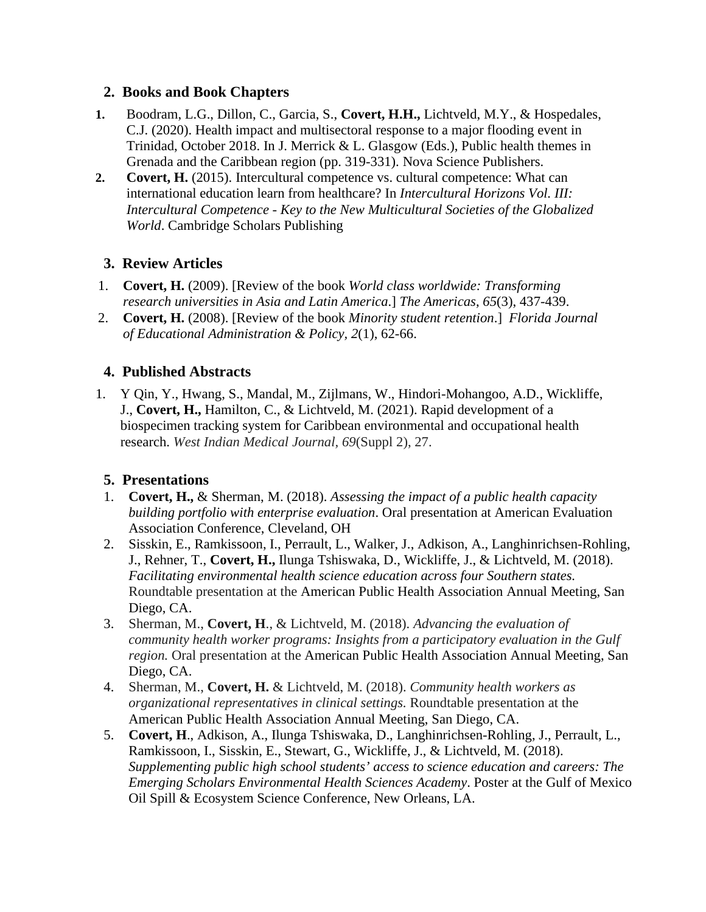## 2. Books and Book Chapters

1. Boodram, L.G., Dillon, C., Garcia, S., **Covert, H.H.,** Lichtveld, M.Y., & Hospedales, C.J. (2020). Health impact and multisectoral response to a major flooding event in Trinidad, October 2018. In J. Merrick & L. Glasgow (Eds.), Public health themes in Grenada and the Caribbean region (pp. 319-331). Nova Science Publishers.
2. **Covert, H.** (2015). Intercultural competence vs. cultural competence: What can international education learn from healthcare? In *Intercultural Horizons Vol. III: Intercultural Competence - Key to the New Multicultural Societies of the Globalized World*. Cambridge Scholars Publishing

## 3. Review Articles

1. **Covert, H.** (2009). [Review of the book *World class worldwide: Transforming research universities in Asia and Latin America*.] *The Americas, 65*(3), 437-439.
2. **Covert, H.** (2008). [Review of the book *Minority student retention*.] *Florida Journal of Educational Administration & Policy, 2*(1), 62-66.

## 4. Published Abstracts

1. Y Qin, Y., Hwang, S., Mandal, M., Zijlmans, W., Hindori-Mohangoo, A.D., Wickliffe, J., **Covert, H.,** Hamilton, C., & Lichtveld, M. (2021). Rapid development of a biospecimen tracking system for Caribbean environmental and occupational health research. *West Indian Medical Journal, 69*(Suppl 2), 27.

## 5. Presentations

1. **Covert, H.,** & Sherman, M. (2018). *Assessing the impact of a public health capacity building portfolio with enterprise evaluation*. Oral presentation at American Evaluation Association Conference, Cleveland, OH
2. Sisskin, E., Ramkissoon, I., Perrault, L., Walker, J., Adkison, A., Langhinrichsen-Rohling, J., Rehner, T., **Covert, H.,** Ilunga Tshiswaka, D., Wickliffe, J., & Lichtveld, M. (2018). *Facilitating environmental health science education across four Southern states.* Roundtable presentation at the American Public Health Association Annual Meeting, San Diego, CA.
3. Sherman, M., **Covert, H**., & Lichtveld, M. (2018). *Advancing the evaluation of community health worker programs: Insights from a participatory evaluation in the Gulf region.* Oral presentation at the American Public Health Association Annual Meeting, San Diego, CA.
4. Sherman, M., **Covert, H.** & Lichtveld, M. (2018). *Community health workers as organizational representatives in clinical settings.* Roundtable presentation at the American Public Health Association Annual Meeting, San Diego, CA.
5. **Covert, H**., Adkison, A., Ilunga Tshiswaka, D., Langhinrichsen-Rohling, J., Perrault, L., Ramkissoon, I., Sisskin, E., Stewart, G., Wickliffe, J., & Lichtveld, M. (2018). *Supplementing public high school students' access to science education and careers: The Emerging Scholars Environmental Health Sciences Academy*. Poster at the Gulf of Mexico Oil Spill & Ecosystem Science Conference, New Orleans, LA.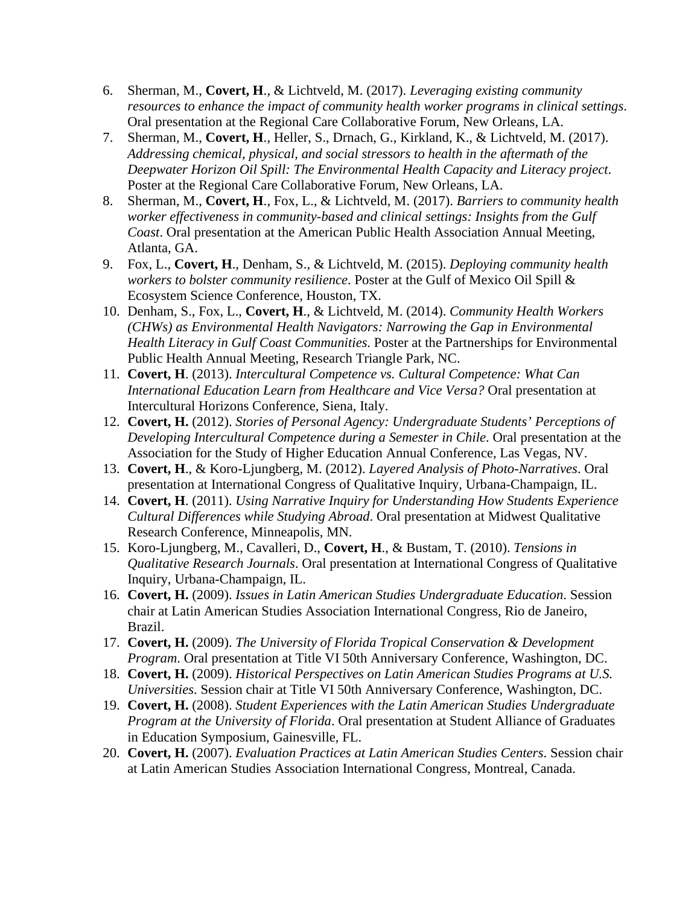6. Sherman, M., **Covert, H**., & Lichtveld, M. (2017). *Leveraging existing community resources to enhance the impact of community health worker programs in clinical settings*. Oral presentation at the Regional Care Collaborative Forum, New Orleans, LA.
7. Sherman, M., **Covert, H**., Heller, S., Drnach, G., Kirkland, K., & Lichtveld, M. (2017). *Addressing chemical, physical, and social stressors to health in the aftermath of the Deepwater Horizon Oil Spill: The Environmental Health Capacity and Literacy project*. Poster at the Regional Care Collaborative Forum, New Orleans, LA.
8. Sherman, M., **Covert, H**., Fox, L., & Lichtveld, M. (2017). *Barriers to community health worker effectiveness in community-based and clinical settings: Insights from the Gulf Coast*. Oral presentation at the American Public Health Association Annual Meeting, Atlanta, GA.
9. Fox, L., **Covert, H**., Denham, S., & Lichtveld, M. (2015). *Deploying community health workers to bolster community resilience*. Poster at the Gulf of Mexico Oil Spill & Ecosystem Science Conference, Houston, TX.
10. Denham, S., Fox, L., **Covert, H**., & Lichtveld, M. (2014). *Community Health Workers (CHWs) as Environmental Health Navigators: Narrowing the Gap in Environmental Health Literacy in Gulf Coast Communities.* Poster at the Partnerships for Environmental Public Health Annual Meeting, Research Triangle Park, NC.
11. **Covert, H**. (2013). *Intercultural Competence vs. Cultural Competence: What Can International Education Learn from Healthcare and Vice Versa?* Oral presentation at Intercultural Horizons Conference, Siena, Italy.
12. **Covert, H.** (2012). *Stories of Personal Agency: Undergraduate Students' Perceptions of Developing Intercultural Competence during a Semester in Chile*. Oral presentation at the Association for the Study of Higher Education Annual Conference, Las Vegas, NV.
13. **Covert, H**., & Koro-Ljungberg, M. (2012). *Layered Analysis of Photo-Narratives*. Oral presentation at International Congress of Qualitative Inquiry, Urbana-Champaign, IL.
14. **Covert, H**. (2011). *Using Narrative Inquiry for Understanding How Students Experience Cultural Differences while Studying Abroad*. Oral presentation at Midwest Qualitative Research Conference, Minneapolis, MN.
15. Koro-Ljungberg, M., Cavalleri, D., **Covert, H**., & Bustam, T. (2010). *Tensions in Qualitative Research Journals*. Oral presentation at International Congress of Qualitative Inquiry, Urbana-Champaign, IL.
16. **Covert, H.** (2009). *Issues in Latin American Studies Undergraduate Education*. Session chair at Latin American Studies Association International Congress, Rio de Janeiro, Brazil.
17. **Covert, H.** (2009). *The University of Florida Tropical Conservation & Development Program*. Oral presentation at Title VI 50th Anniversary Conference, Washington, DC.
18. **Covert, H.** (2009). *Historical Perspectives on Latin American Studies Programs at U.S. Universities*. Session chair at Title VI 50th Anniversary Conference, Washington, DC.
19. **Covert, H.** (2008). *Student Experiences with the Latin American Studies Undergraduate Program at the University of Florida*. Oral presentation at Student Alliance of Graduates in Education Symposium, Gainesville, FL.
20. **Covert, H.** (2007). *Evaluation Practices at Latin American Studies Centers*. Session chair at Latin American Studies Association International Congress, Montreal, Canada.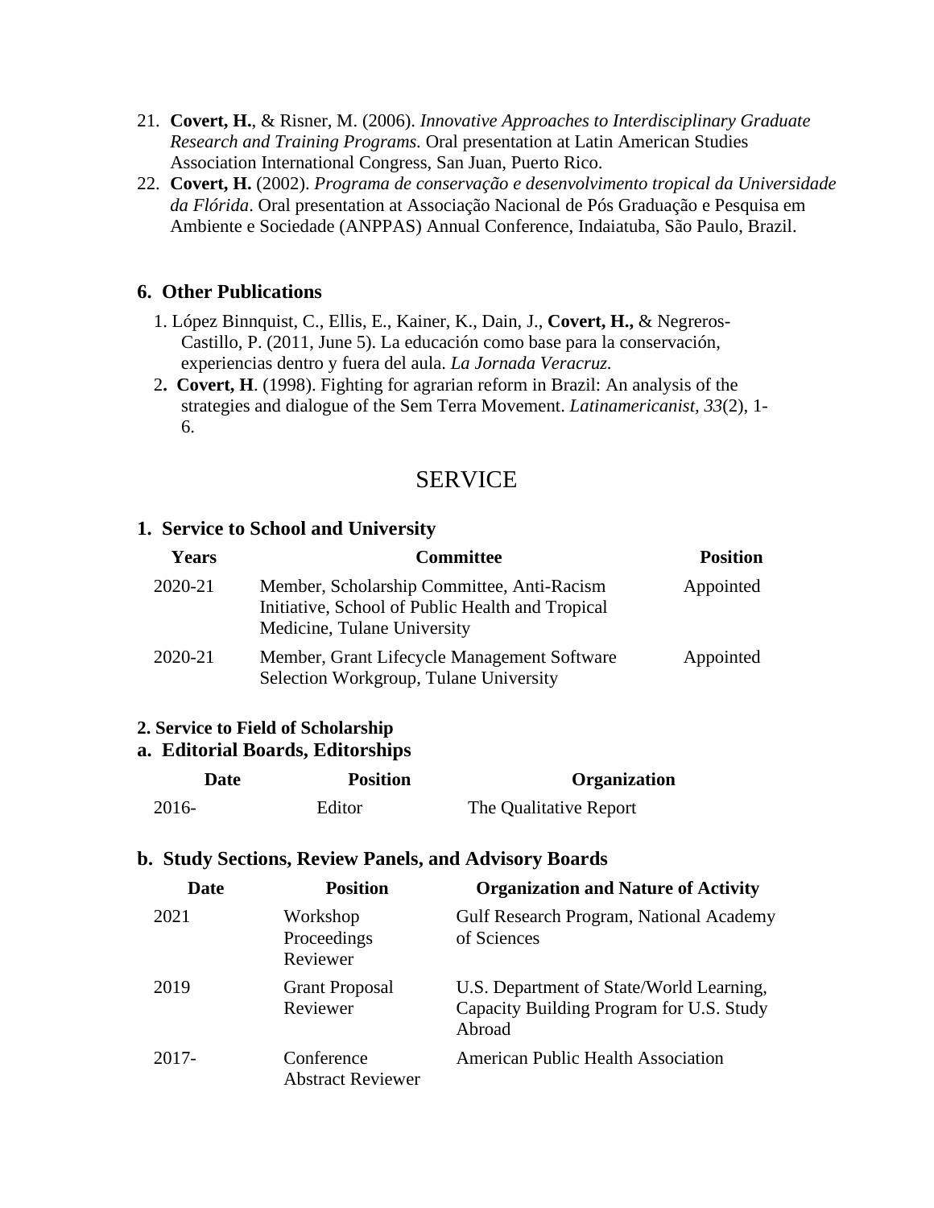21. **Covert, H.**, & Risner, M. (2006). *Innovative Approaches to Interdisciplinary Graduate Research and Training Programs.* Oral presentation at Latin American Studies Association International Congress, San Juan, Puerto Rico.
22. **Covert, H.** (2002). *Programa de conservação e desenvolvimento tropical da Universidade da Flórida*. Oral presentation at Associação Nacional de Pós Graduação e Pesquisa em Ambiente e Sociedade (ANPPAS) Annual Conference, Indaiatuba, São Paulo, Brazil.

### 6. Other Publications

1. López Binnquist, C., Ellis, E., Kainer, K., Dain, J., **Covert, H.,** & Negreros-Castillo, P. (2011, June 5). La educación como base para la conservación, experiencias dentro y fuera del aula. *La Jornada Veracruz.*
2. **Covert, H**. (1998). Fighting for agrarian reform in Brazil: An analysis of the strategies and dialogue of the Sem Terra Movement. *Latinamericanist, 33*(2), 1-6.

## SERVICE

### 1. Service to School and University

| Years | Committee | Position |
|---|---|---|
| 2020-21 | Member, Scholarship Committee, Anti-Racism Initiative, School of Public Health and Tropical Medicine, Tulane University | Appointed |
| 2020-21 | Member, Grant Lifecycle Management Software Selection Workgroup, Tulane University | Appointed |

### 2. Service to Field of Scholarship

#### a. Editorial Boards, Editorships

| Date | Position | Organization |
|---|---|---|
| 2016- | Editor | The Qualitative Report |

#### b. Study Sections, Review Panels, and Advisory Boards

| Date | Position | Organization and Nature of Activity |
|---|---|---|
| 2021 | Workshop Proceedings Reviewer | Gulf Research Program, National Academy of Sciences |
| 2019 | Grant Proposal Reviewer | U.S. Department of State/World Learning, Capacity Building Program for U.S. Study Abroad |
| 2017- | Conference Abstract Reviewer | American Public Health Association |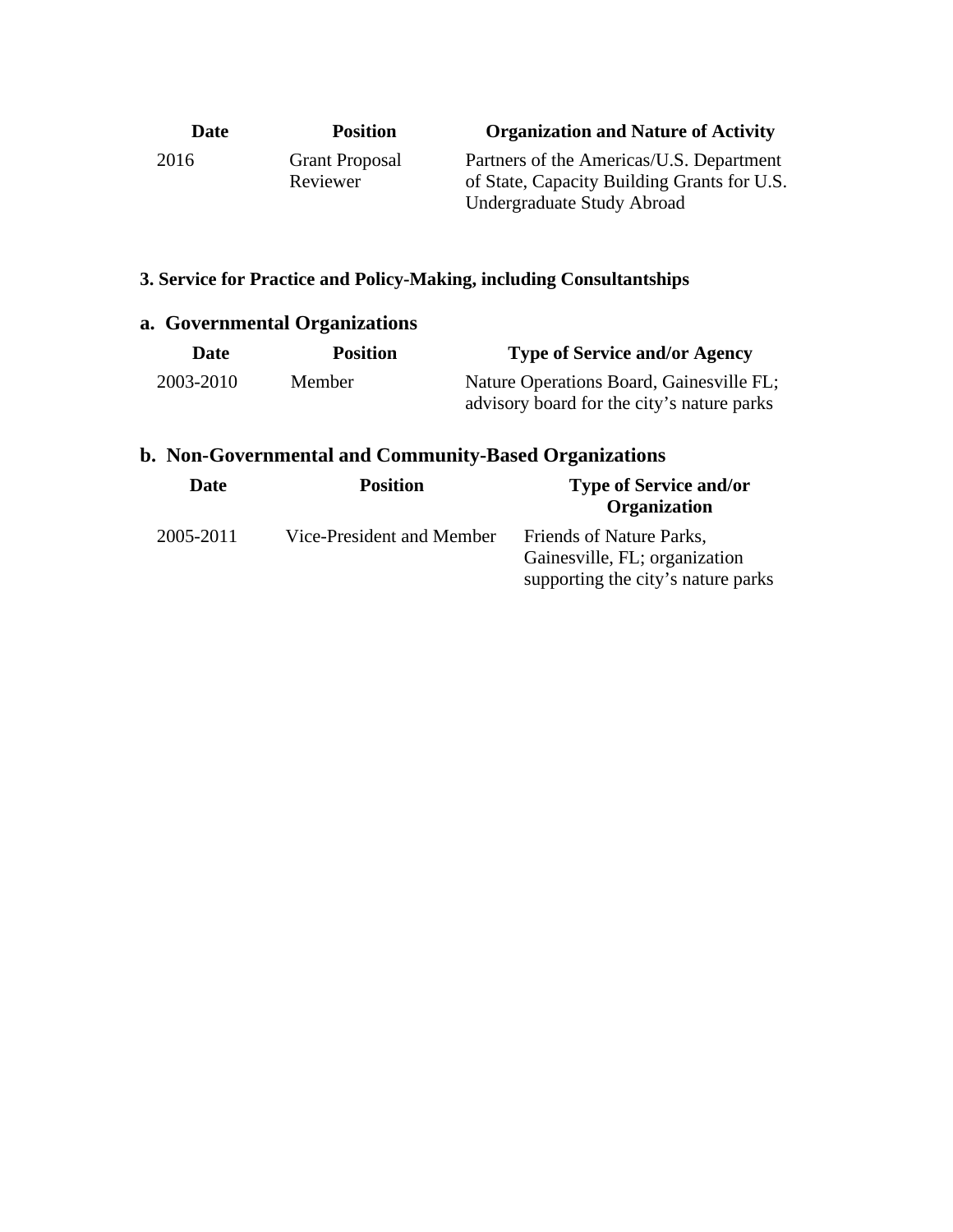| Date | Position | Organization and Nature of Activity |
| --- | --- | --- |
| 2016 | Grant Proposal Reviewer | Partners of the Americas/U.S. Department of State, Capacity Building Grants for U.S. Undergraduate Study Abroad |

**3. Service for Practice and Policy-Making, including Consultantships**

### a. Governmental Organizations

| Date | Position | Type of Service and/or Agency |
| --- | --- | --- |
| 2003-2010 | Member | Nature Operations Board, Gainesville FL; advisory board for the city's nature parks |

### b. Non-Governmental and Community-Based Organizations

| Date | Position | Type of Service and/or Organization |
| --- | --- | --- |
| 2005-2011 | Vice-President and Member | Friends of Nature Parks, Gainesville, FL; organization supporting the city's nature parks |